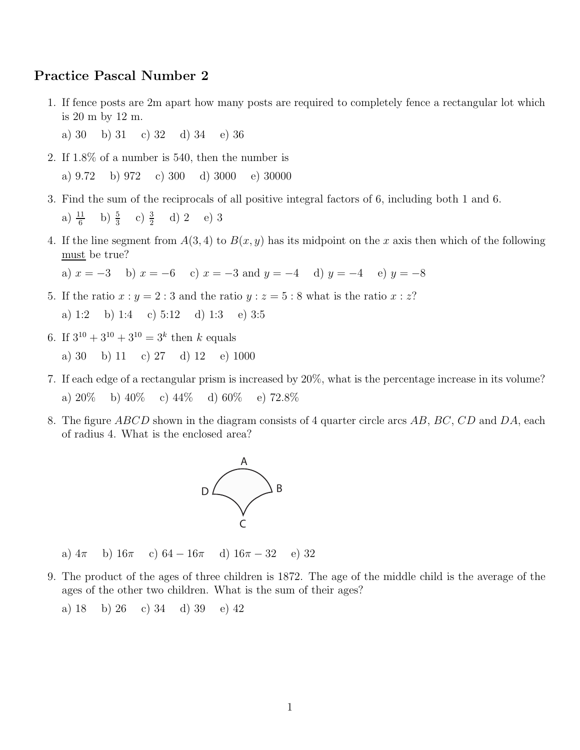## Practice Pascal Number 2

1. If fence posts are 2m apart how many posts are required to completely fence a rectangular lot which is 20 m by 12 m.

   a) 30  b) 31  c) 32  d) 34  e) 36

2. If 1.8% of a number is 540, then the number is

   a) 9.72  b) 972  c) 300  d) 3000  e) 30000

3. Find the sum of the reciprocals of all positive integral factors of 6, including both 1 and 6.

   a) $\frac{11}{6}$  b) $\frac{5}{3}$  c) $\frac{3}{2}$  d) 2  e) 3

4. If the line segment from $A(3,4)$ to $B(x,y)$ has its midpoint on the $x$ axis then which of the following must be true?

   a) $x = -3$  b) $x = -6$  c) $x = -3$ and $y = -4$  d) $y = -4$  e) $y = -8$

5. If the ratio $x : y = 2 : 3$ and the ratio $y : z = 5 : 8$ what is the ratio $x : z$?

   a) 1:2  b) 1:4  c) 5:12  d) 1:3  e) 3:5

6. If $3^{10} + 3^{10} + 3^{10} = 3^k$ then $k$ equals

   a) 30  b) 11  c) 27  d) 12  e) 1000

7. If each edge of a rectangular prism is increased by 20%, what is the percentage increase in its volume?

   a) 20%  b) 40%  c) 44%  d) 60%  e) 72.8%

8. The figure $ABCD$ shown in the diagram consists of 4 quarter circle arcs $AB$, $BC$, $CD$ and $DA$, each of radius 4. What is the enclosed area?

   a) $4\pi$  b) $16\pi$  c) $64 - 16\pi$  d) $16\pi - 32$  e) 32

9. The product of the ages of three children is 1872. The age of the middle child is the average of the ages of the other two children. What is the sum of their ages?

   a) 18  b) 26  c) 34  d) 39  e) 42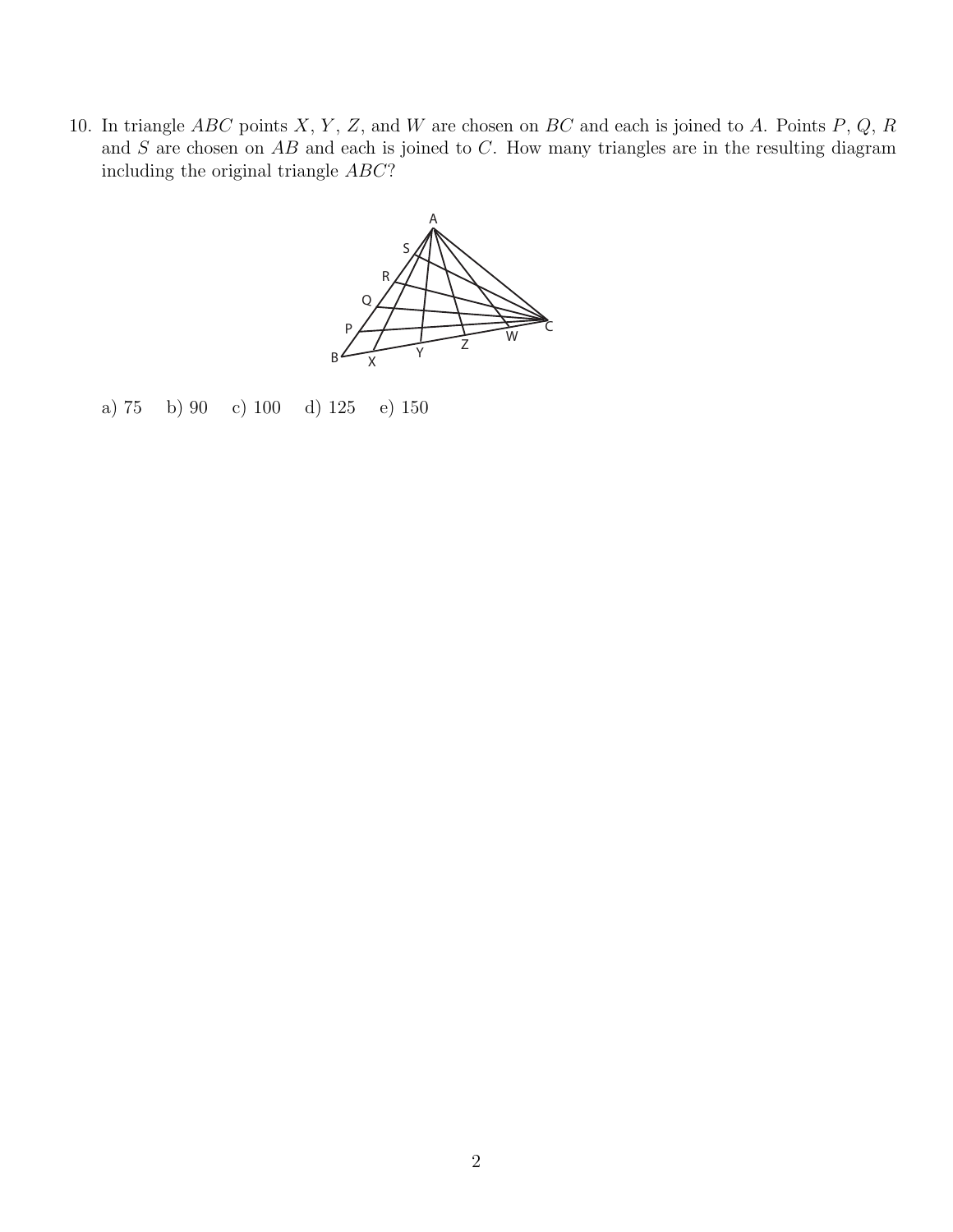10. In triangle $ABC$ points $X$, $Y$, $Z$, and $W$ are chosen on $BC$ and each is joined to $A$. Points $P$, $Q$, $R$ and $S$ are chosen on $AB$ and each is joined to $C$. How many triangles are in the resulting diagram including the original triangle $ABC$?

A
S
R
Q
P
B
X
Y
Z
W
C

a) 75 b) 90 c) 100 d) 125 e) 150